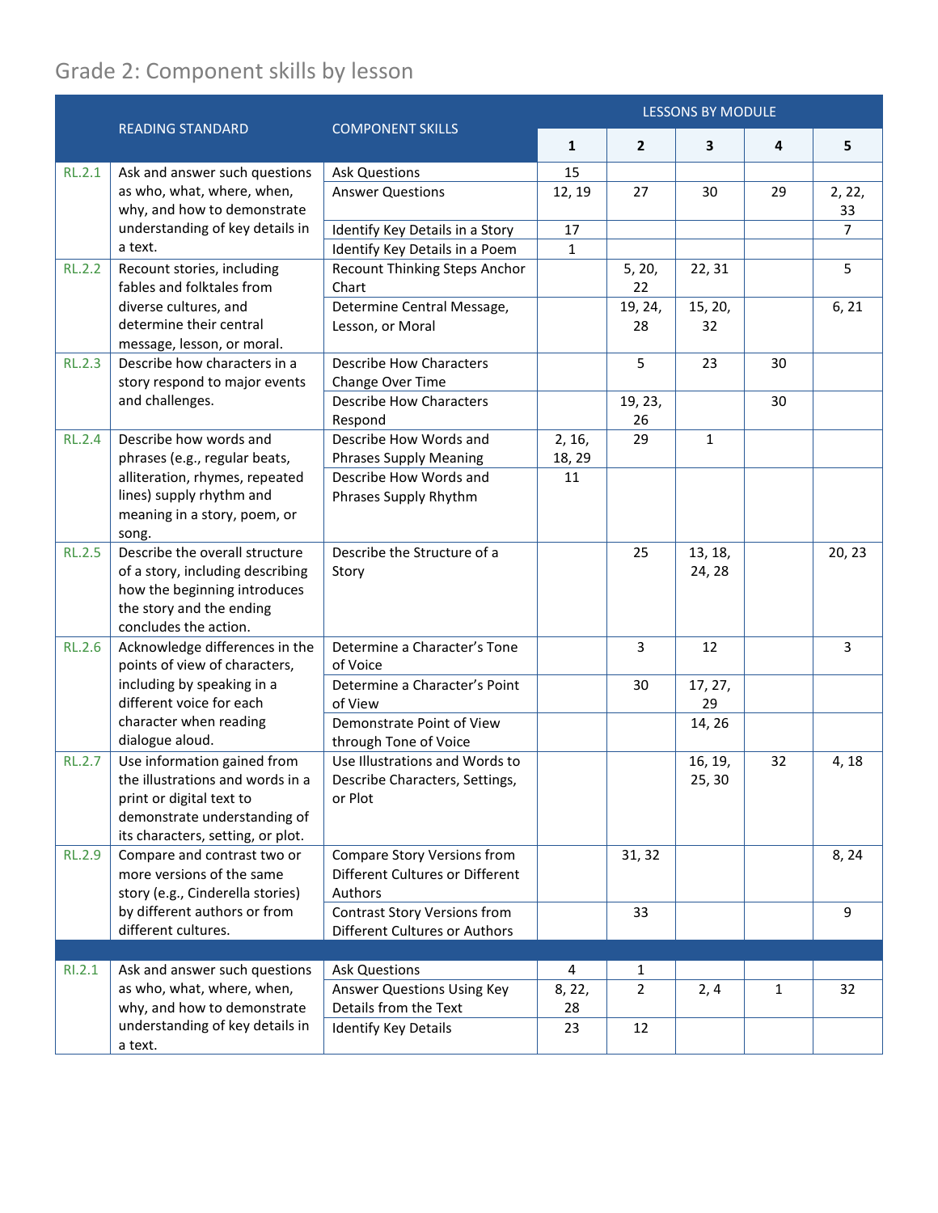## Grade 2: Component skills by lesson

| | READING STANDARD | COMPONENT SKILLS | LESSONS BY MODULE | | | | |
|---|---|---|---|---|---|---|---|
| | | | 1 | 2 | 3 | 4 | 5 |
| RL.2.1 | Ask and answer such questions as who, what, where, when, why, and how to demonstrate understanding of key details in a text. | Ask Questions | 15 | | | | |
| | | Answer Questions | 12, 19 | 27 | 30 | 29 | 2, 22, 33 |
| | | Identify Key Details in a Story | 17 | | | | 7 |
| | | Identify Key Details in a Poem | 1 | | | | |
| RL.2.2 | Recount stories, including fables and folktales from diverse cultures, and determine their central message, lesson, or moral. | Recount Thinking Steps Anchor Chart | | 5, 20, 22 | 22, 31 | | 5 |
| | | Determine Central Message, Lesson, or Moral | | 19, 24, 28 | 15, 20, 32 | | 6, 21 |
| RL.2.3 | Describe how characters in a story respond to major events and challenges. | Describe How Characters Change Over Time | | 5 | 23 | 30 | |
| | | Describe How Characters Respond | | 19, 23, 26 | | 30 | |
| RL.2.4 | Describe how words and phrases (e.g., regular beats, alliteration, rhymes, repeated lines) supply rhythm and meaning in a story, poem, or song. | Describe How Words and Phrases Supply Meaning | 2, 16, 18, 29 | 29 | 1 | | |
| | | Describe How Words and Phrases Supply Rhythm | 11 | | | | |
| RL.2.5 | Describe the overall structure of a story, including describing how the beginning introduces the story and the ending concludes the action. | Describe the Structure of a Story | | 25 | 13, 18, 24, 28 | | 20, 23 |
| RL.2.6 | Acknowledge differences in the points of view of characters, including by speaking in a different voice for each character when reading dialogue aloud. | Determine a Character's Tone of Voice | | 3 | 12 | | 3 |
| | | Determine a Character's Point of View | | 30 | 17, 27, 29 | | |
| | | Demonstrate Point of View through Tone of Voice | | | 14, 26 | | |
| RL.2.7 | Use information gained from the illustrations and words in a print or digital text to demonstrate understanding of its characters, setting, or plot. | Use Illustrations and Words to Describe Characters, Settings, or Plot | | | 16, 19, 25, 30 | 32 | 4, 18 |
| RL.2.9 | Compare and contrast two or more versions of the same story (e.g., Cinderella stories) by different authors or from different cultures. | Compare Story Versions from Different Cultures or Different Authors | | 31, 32 | | | 8, 24 |
| | | Contrast Story Versions from Different Cultures or Authors | | 33 | | | 9 |
| | | | | | | | |
| RI.2.1 | Ask and answer such questions as who, what, where, when, why, and how to demonstrate understanding of key details in a text. | Ask Questions | 4 | 1 | | | |
| | | Answer Questions Using Key Details from the Text | 8, 22, 28 | 2 | 2, 4 | 1 | 32 |
| | | Identify Key Details | 23 | 12 | | | |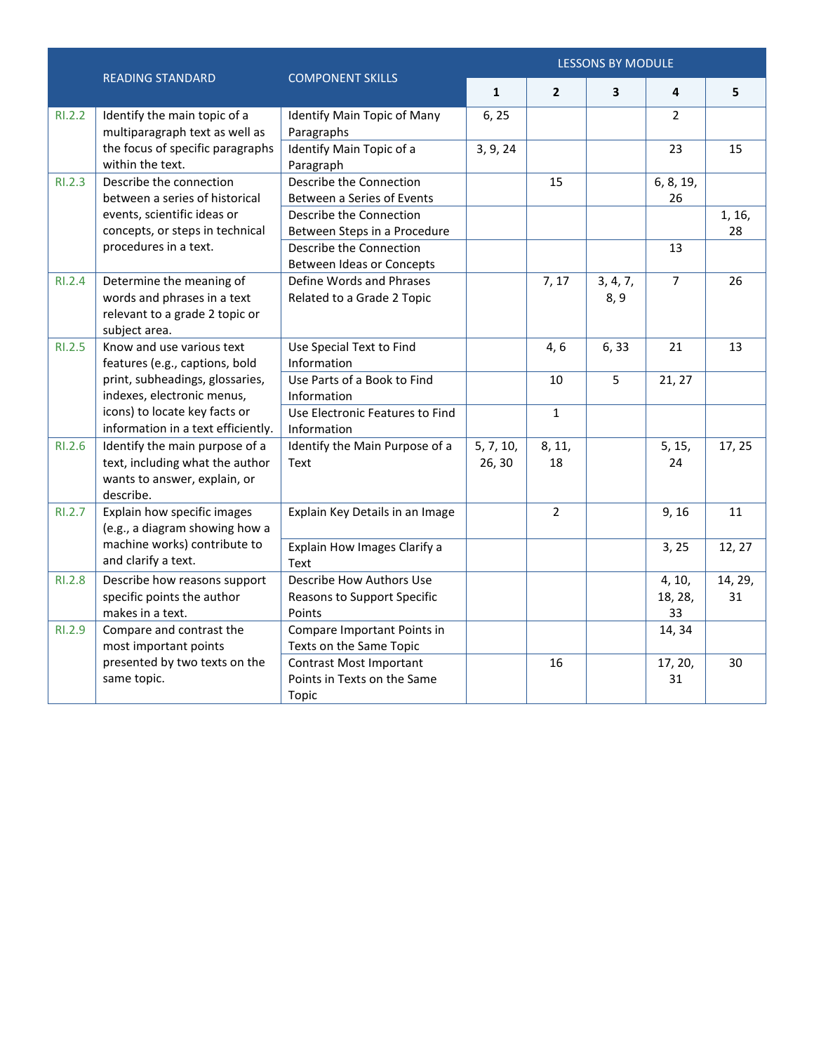| | READING STANDARD | COMPONENT SKILLS | LESSONS BY MODULE | | | | |
|---|---|---|---|---|---|---|---|
| | | | 1 | 2 | 3 | 4 | 5 |
| RI.2.2 | Identify the main topic of a multiparagraph text as well as the focus of specific paragraphs within the text. | Identify Main Topic of Many Paragraphs | 6, 25 | | | 2 | |
| | | Identify Main Topic of a Paragraph | 3, 9, 24 | | | 23 | 15 |
| RI.2.3 | Describe the connection between a series of historical events, scientific ideas or concepts, or steps in technical procedures in a text. | Describe the Connection Between a Series of Events | | 15 | | 6, 8, 19, 26 | |
| | | Describe the Connection Between Steps in a Procedure | | | | | 1, 16, 28 |
| | | Describe the Connection Between Ideas or Concepts | | | | 13 | |
| RI.2.4 | Determine the meaning of words and phrases in a text relevant to a grade 2 topic or subject area. | Define Words and Phrases Related to a Grade 2 Topic | | 7, 17 | 3, 4, 7, 8, 9 | 7 | 26 |
| RI.2.5 | Know and use various text features (e.g., captions, bold print, subheadings, glossaries, indexes, electronic menus, icons) to locate key facts or information in a text efficiently. | Use Special Text to Find Information | | 4, 6 | 6, 33 | 21 | 13 |
| | | Use Parts of a Book to Find Information | | 10 | 5 | 21, 27 | |
| | | Use Electronic Features to Find Information | | 1 | | | |
| RI.2.6 | Identify the main purpose of a text, including what the author wants to answer, explain, or describe. | Identify the Main Purpose of a Text | 5, 7, 10, 26, 30 | 8, 11, 18 | | 5, 15, 24 | 17, 25 |
| RI.2.7 | Explain how specific images (e.g., a diagram showing how a machine works) contribute to and clarify a text. | Explain Key Details in an Image | | 2 | | 9, 16 | 11 |
| | | Explain How Images Clarify a Text | | | | 3, 25 | 12, 27 |
| RI.2.8 | Describe how reasons support specific points the author makes in a text. | Describe How Authors Use Reasons to Support Specific Points | | | | 4, 10, 18, 28, 33 | 14, 29, 31 |
| RI.2.9 | Compare and contrast the most important points presented by two texts on the same topic. | Compare Important Points in Texts on the Same Topic | | | | 14, 34 | |
| | | Contrast Most Important Points in Texts on the Same Topic | | 16 | | 17, 20, 31 | 30 |